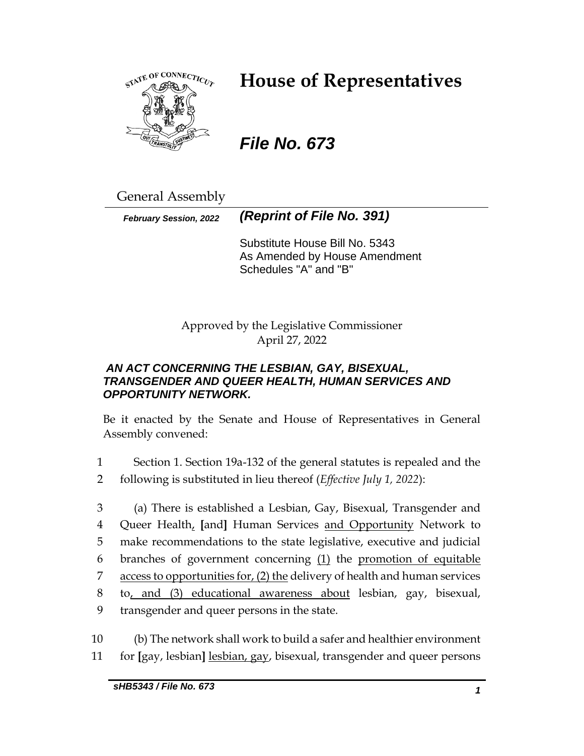# House of Representatives

## *File No. 673*

General Assembly

***February Session, 2022*** ***(Reprint of File No. 391)***

Substitute House Bill No. 5343
As Amended by House Amendment
Schedules "A" and "B"

Approved by the Legislative Commissioner
April 27, 2022

***AN ACT CONCERNING THE LESBIAN, GAY, BISEXUAL, TRANSGENDER AND QUEER HEALTH, HUMAN SERVICES AND OPPORTUNITY NETWORK.***

Be it enacted by the Senate and House of Representatives in General Assembly convened:

1 Section 1. Section 19a-132 of the general statutes is repealed and the
2 following is substituted in lieu thereof (*Effective July 1, 2022*):

3 (a) There is established a Lesbian, Gay, Bisexual, Transgender and
4 Queer Health, [and] Human Services and Opportunity Network to
5 make recommendations to the state legislative, executive and judicial
6 branches of government concerning (1) the promotion of equitable
7 access to opportunities for, (2) the delivery of health and human services
8 to, and (3) educational awareness about lesbian, gay, bisexual,
9 transgender and queer persons in the state.

10 (b) The network shall work to build a safer and healthier environment
11 for [gay, lesbian] lesbian, gay, bisexual, transgender and queer persons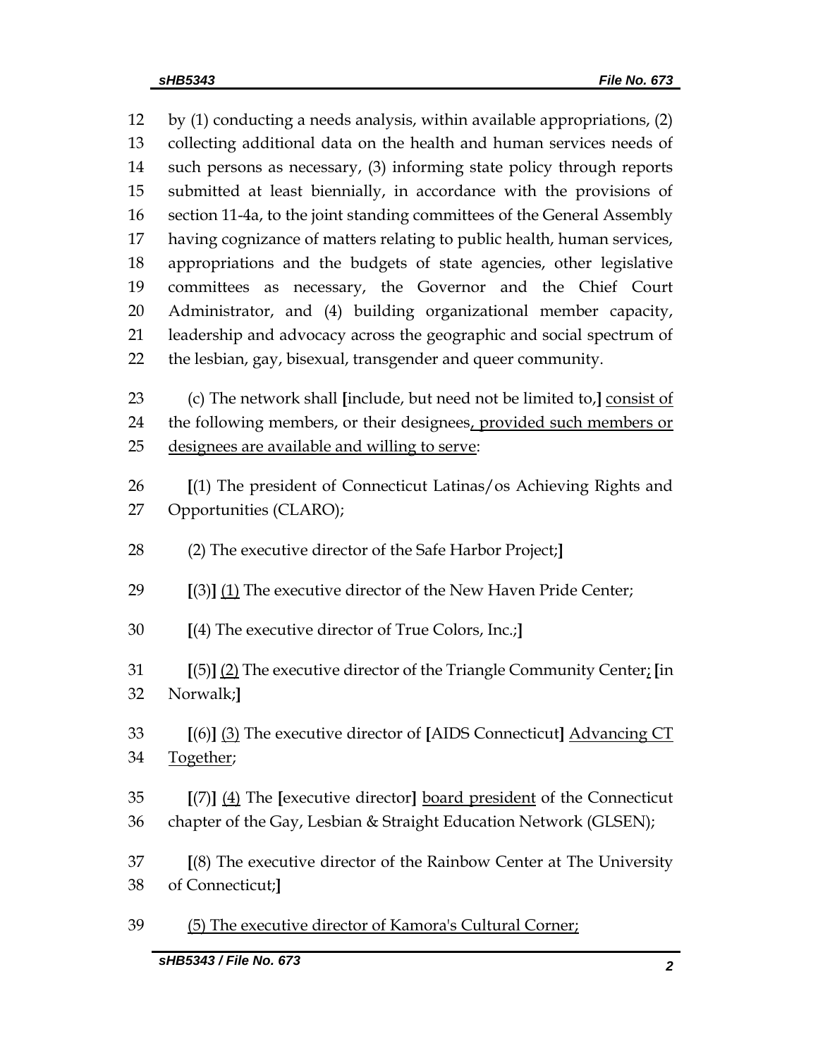by (1) conducting a needs analysis, within available appropriations, (2) collecting additional data on the health and human services needs of such persons as necessary, (3) informing state policy through reports submitted at least biennially, in accordance with the provisions of section 11-4a, to the joint standing committees of the General Assembly having cognizance of matters relating to public health, human services, appropriations and the budgets of state agencies, other legislative committees as necessary, the Governor and the Chief Court Administrator, and (4) building organizational member capacity, leadership and advocacy across the geographic and social spectrum of the lesbian, gay, bisexual, transgender and queer community.

(c) The network shall **[**include, but need not be limited to,**]** <u>consist of</u> the following members, or their designees<u>, provided such members or designees are available and willing to serve</u>:

**[**(1) The president of Connecticut Latinas/os Achieving Rights and Opportunities (CLARO);

(2) The executive director of the Safe Harbor Project;**]**

**[**(3)**]** <u>(1)</u> The executive director of the New Haven Pride Center;

**[**(4) The executive director of True Colors, Inc.;**]**

**[**(5)**]** <u>(2)</u> The executive director of the Triangle Community Center<u>;</u> **[**in Norwalk;**]**

**[**(6)**]** <u>(3)</u> The executive director of **[**AIDS Connecticut**]** <u>Advancing CT Together</u>;

**[**(7)**]** <u>(4)</u> The **[**executive director**]** <u>board president</u> of the Connecticut chapter of the Gay, Lesbian & Straight Education Network (GLSEN);

**[**(8) The executive director of the Rainbow Center at The University of Connecticut;**]**

<u>(5) The executive director of Kamora's Cultural Corner;</u>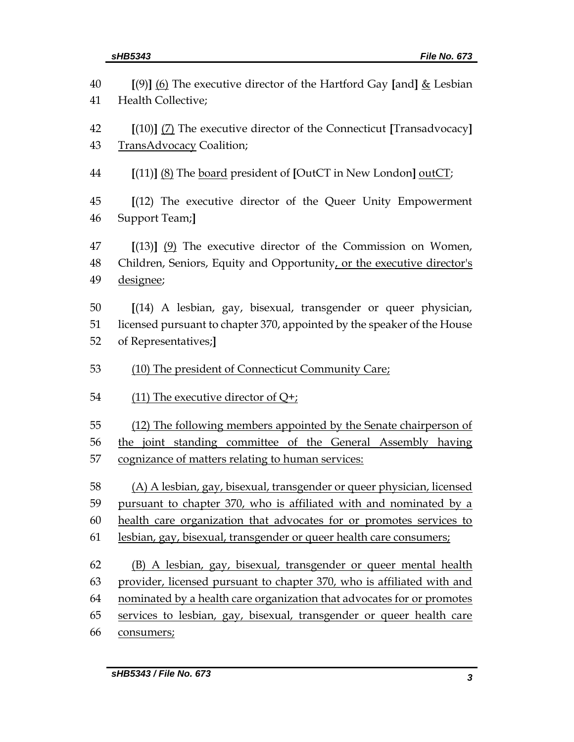40 **[**(9)**]** <u>(6)</u> The executive director of the Hartford Gay **[**and**]** <u>&</u> Lesbian
41 Health Collective;

42 **[**(10)**]** <u>(7)</u> The executive director of the Connecticut **[**Transadvocacy**]**
43 <u>TransAdvocacy</u> Coalition;

44 **[**(11)**]** <u>(8)</u> The <u>board</u> president of **[**OutCT in New London**]** <u>outCT</u>;

45 **[**(12) The executive director of the Queer Unity Empowerment
46 Support Team;**]**

47 **[**(13)**]** <u>(9)</u> The executive director of the Commission on Women,
48 Children, Seniors, Equity and Opportunity<u>, or the executive director's</u>
49 <u>designee</u>;

50 **[**(14) A lesbian, gay, bisexual, transgender or queer physician,
51 licensed pursuant to chapter 370, appointed by the speaker of the House
52 of Representatives;**]**

53 <u>(10) The president of Connecticut Community Care;</u>

54 <u>(11) The executive director of Q+;</u>

55 <u>(12) The following members appointed by the Senate chairperson of</u>
56 <u>the joint standing committee of the General Assembly having</u>
57 <u>cognizance of matters relating to human services:</u>

58 <u>(A) A lesbian, gay, bisexual, transgender or queer physician, licensed</u>
59 <u>pursuant to chapter 370, who is affiliated with and nominated by a</u>
60 <u>health care organization that advocates for or promotes services to</u>
61 <u>lesbian, gay, bisexual, transgender or queer health care consumers;</u>

62 <u>(B) A lesbian, gay, bisexual, transgender or queer mental health</u>
63 <u>provider, licensed pursuant to chapter 370, who is affiliated with and</u>
64 <u>nominated by a health care organization that advocates for or promotes</u>
65 <u>services to lesbian, gay, bisexual, transgender or queer health care</u>
66 <u>consumers;</u>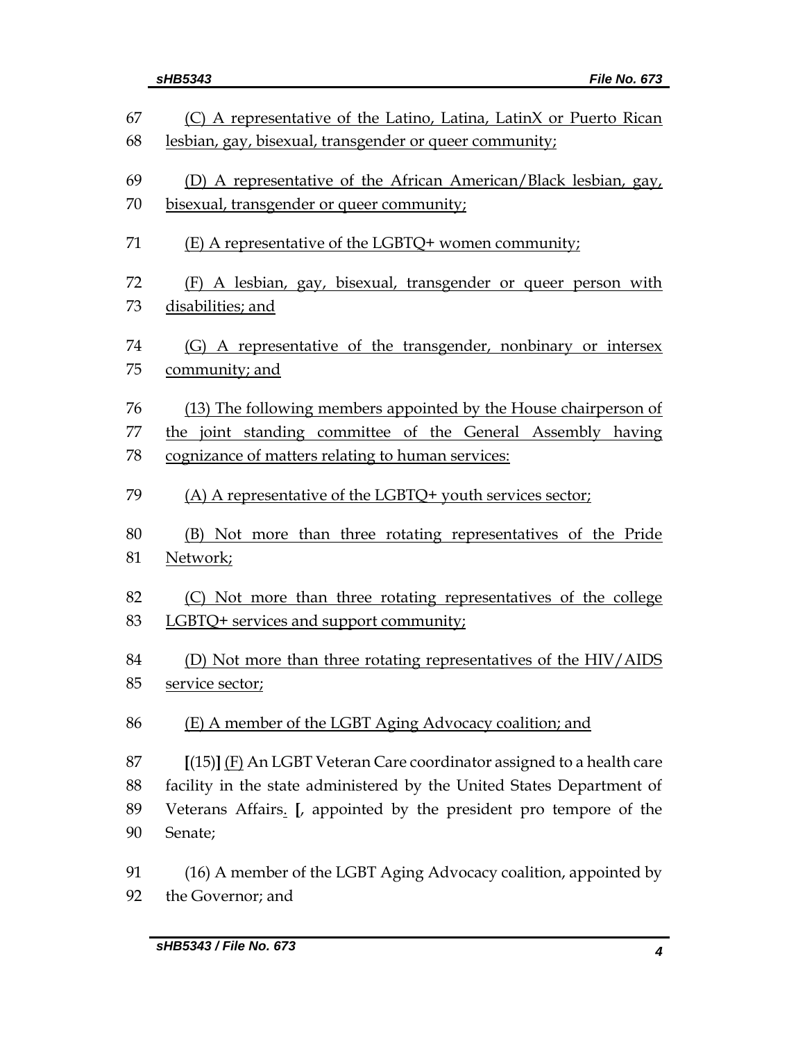67 (C) A representative of the Latino, Latina, LatinX or Puerto Rican
68 lesbian, gay, bisexual, transgender or queer community;

69 (D) A representative of the African American/Black lesbian, gay,
70 bisexual, transgender or queer community;

71 (E) A representative of the LGBTQ+ women community;

72 (F) A lesbian, gay, bisexual, transgender or queer person with
73 disabilities; and

74 (G) A representative of the transgender, nonbinary or intersex
75 community; and

76 (13) The following members appointed by the House chairperson of
77 the joint standing committee of the General Assembly having
78 cognizance of matters relating to human services:

79 (A) A representative of the LGBTQ+ youth services sector;

80 (B) Not more than three rotating representatives of the Pride
81 Network;

82 (C) Not more than three rotating representatives of the college
83 LGBTQ+ services and support community;

84 (D) Not more than three rotating representatives of the HIV/AIDS
85 service sector;

86 (E) A member of the LGBT Aging Advocacy coalition; and

87 **[**(15)**]** (F) An LGBT Veteran Care coordinator assigned to a health care
88 facility in the state administered by the United States Department of
89 Veterans Affairs. **[**, appointed by the president pro tempore of the
90 Senate;

91 (16) A member of the LGBT Aging Advocacy coalition, appointed by
92 the Governor; and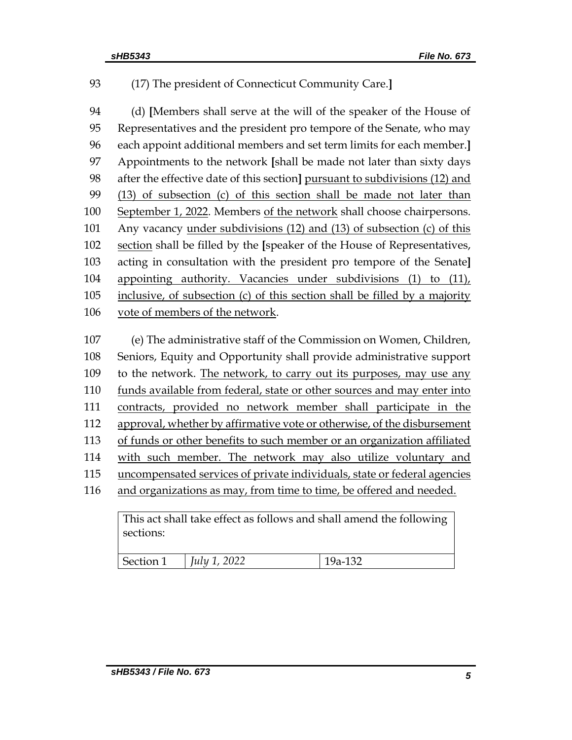93 (17) The president of Connecticut Community Care.]

94 (d) [Members shall serve at the will of the speaker of the House of
95 Representatives and the president pro tempore of the Senate, who may
96 each appoint additional members and set term limits for each member.]
97 Appointments to the network [shall be made not later than sixty days
98 after the effective date of this section] pursuant to subdivisions (12) and
99 (13) of subsection (c) of this section shall be made not later than
100 September 1, 2022. Members of the network shall choose chairpersons.
101 Any vacancy under subdivisions (12) and (13) of subsection (c) of this
102 section shall be filled by the [speaker of the House of Representatives,
103 acting in consultation with the president pro tempore of the Senate]
104 appointing authority. Vacancies under subdivisions (1) to (11),
105 inclusive, of subsection (c) of this section shall be filled by a majority
106 vote of members of the network.

107 (e) The administrative staff of the Commission on Women, Children,
108 Seniors, Equity and Opportunity shall provide administrative support
109 to the network. The network, to carry out its purposes, may use any
110 funds available from federal, state or other sources and may enter into
111 contracts, provided no network member shall participate in the
112 approval, whether by affirmative vote or otherwise, of the disbursement
113 of funds or other benefits to such member or an organization affiliated
114 with such member. The network may also utilize voluntary and
115 uncompensated services of private individuals, state or federal agencies
116 and organizations as may, from time to time, be offered and needed.

| This act shall take effect as follows and shall amend the following sections: | | |
|---|---|---|
| Section 1 | *July 1, 2022* | 19a-132 |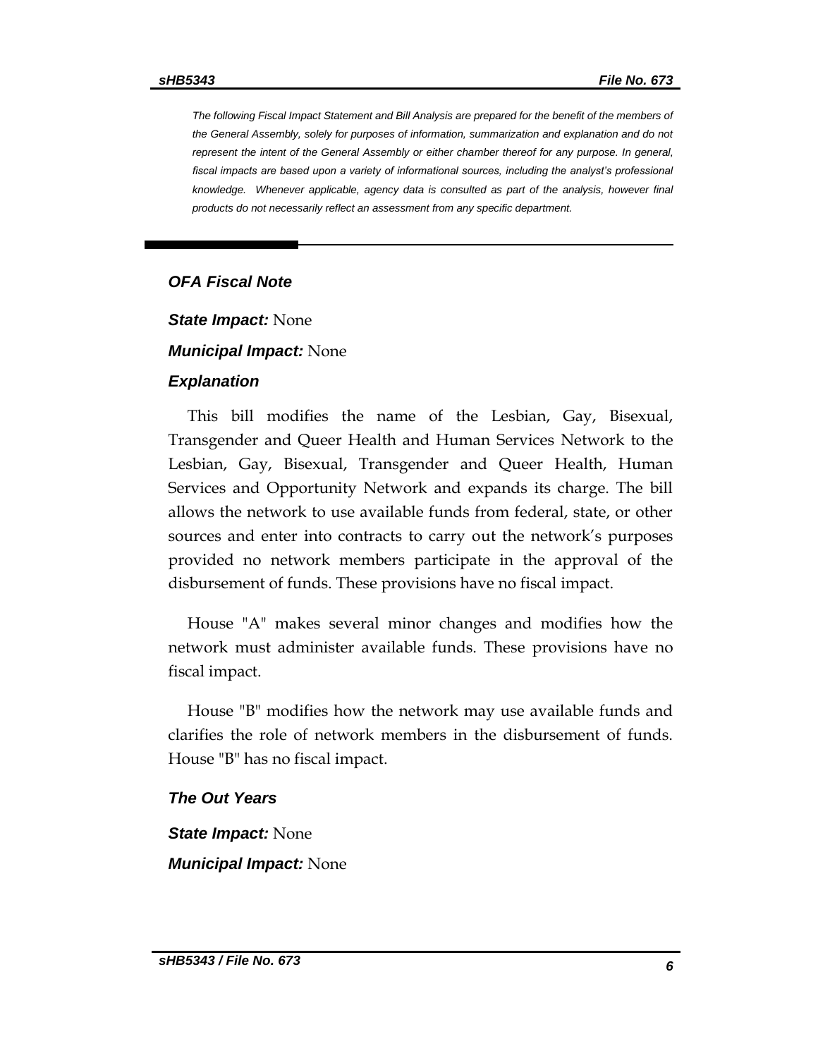*The following Fiscal Impact Statement and Bill Analysis are prepared for the benefit of the members of the General Assembly, solely for purposes of information, summarization and explanation and do not represent the intent of the General Assembly or either chamber thereof for any purpose. In general, fiscal impacts are based upon a variety of informational sources, including the analyst's professional knowledge. Whenever applicable, agency data is consulted as part of the analysis, however final products do not necessarily reflect an assessment from any specific department.*

---

## *OFA Fiscal Note*

***State Impact:*** None

***Municipal Impact:*** None

### *Explanation*

This bill modifies the name of the Lesbian, Gay, Bisexual, Transgender and Queer Health and Human Services Network to the Lesbian, Gay, Bisexual, Transgender and Queer Health, Human Services and Opportunity Network and expands its charge. The bill allows the network to use available funds from federal, state, or other sources and enter into contracts to carry out the network's purposes provided no network members participate in the approval of the disbursement of funds. These provisions have no fiscal impact.

House "A" makes several minor changes and modifies how the network must administer available funds. These provisions have no fiscal impact.

House "B" modifies how the network may use available funds and clarifies the role of network members in the disbursement of funds. House "B" has no fiscal impact.

### *The Out Years*

***State Impact:*** None

***Municipal Impact:*** None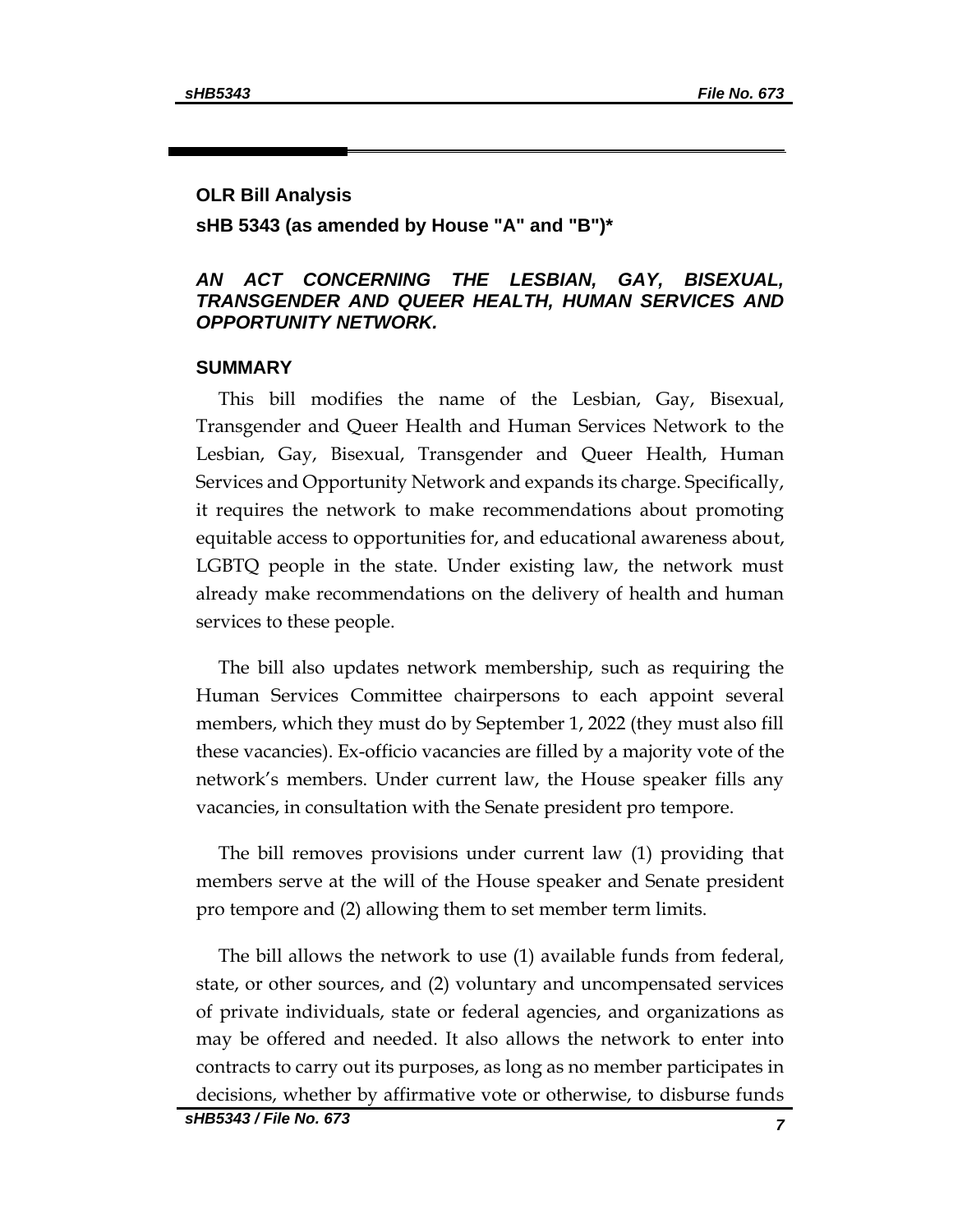**OLR Bill Analysis**

**sHB 5343 (as amended by House "A" and "B")***

***AN ACT CONCERNING THE LESBIAN, GAY, BISEXUAL, TRANSGENDER AND QUEER HEALTH, HUMAN SERVICES AND OPPORTUNITY NETWORK.***

**SUMMARY**

This bill modifies the name of the Lesbian, Gay, Bisexual, Transgender and Queer Health and Human Services Network to the Lesbian, Gay, Bisexual, Transgender and Queer Health, Human Services and Opportunity Network and expands its charge. Specifically, it requires the network to make recommendations about promoting equitable access to opportunities for, and educational awareness about, LGBTQ people in the state. Under existing law, the network must already make recommendations on the delivery of health and human services to these people.

The bill also updates network membership, such as requiring the Human Services Committee chairpersons to each appoint several members, which they must do by September 1, 2022 (they must also fill these vacancies). Ex-officio vacancies are filled by a majority vote of the network's members. Under current law, the House speaker fills any vacancies, in consultation with the Senate president pro tempore.

The bill removes provisions under current law (1) providing that members serve at the will of the House speaker and Senate president pro tempore and (2) allowing them to set member term limits.

The bill allows the network to use (1) available funds from federal, state, or other sources, and (2) voluntary and uncompensated services of private individuals, state or federal agencies, and organizations as may be offered and needed. It also allows the network to enter into contracts to carry out its purposes, as long as no member participates in decisions, whether by affirmative vote or otherwise, to disburse funds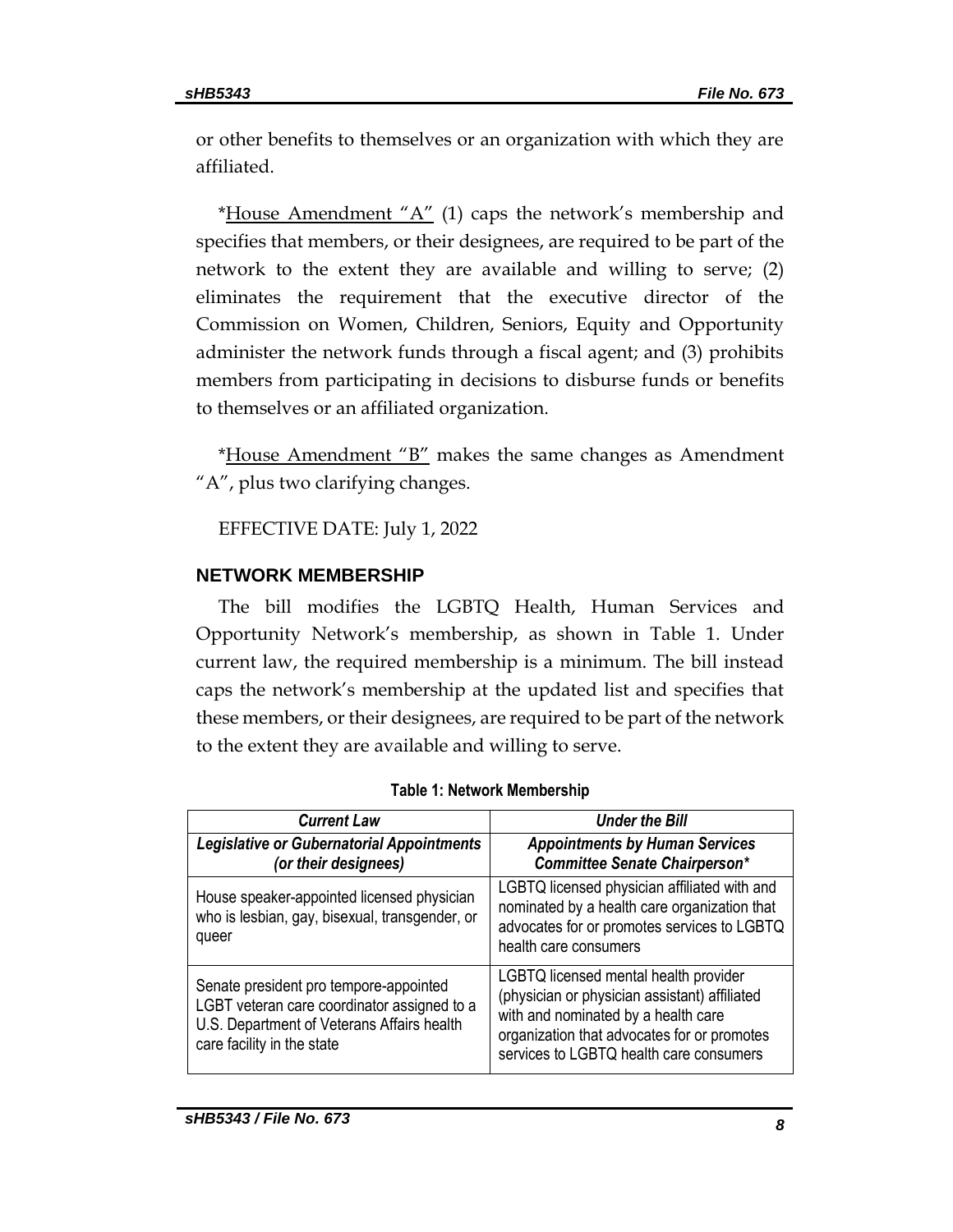or other benefits to themselves or an organization with which they are affiliated.

*House Amendment "A" (1) caps the network's membership and specifies that members, or their designees, are required to be part of the network to the extent they are available and willing to serve; (2) eliminates the requirement that the executive director of the Commission on Women, Children, Seniors, Equity and Opportunity administer the network funds through a fiscal agent; and (3) prohibits members from participating in decisions to disburse funds or benefits to themselves or an affiliated organization.

*House Amendment "B" makes the same changes as Amendment "A", plus two clarifying changes.

EFFECTIVE DATE: July 1, 2022

## NETWORK MEMBERSHIP

The bill modifies the LGBTQ Health, Human Services and Opportunity Network's membership, as shown in Table 1. Under current law, the required membership is a minimum. The bill instead caps the network's membership at the updated list and specifies that these members, or their designees, are required to be part of the network to the extent they are available and willing to serve.

**Table 1: Network Membership**

| *Current Law* | *Under the Bill* |
|---|---|
| ***Legislative or Gubernatorial Appointments (or their designees)*** | ***Appointments by Human Services Committee Senate Chairperson**** |
| House speaker-appointed licensed physician who is lesbian, gay, bisexual, transgender, or queer | LGBTQ licensed physician affiliated with and nominated by a health care organization that advocates for or promotes services to LGBTQ health care consumers |
| Senate president pro tempore-appointed LGBT veteran care coordinator assigned to a U.S. Department of Veterans Affairs health care facility in the state | LGBTQ licensed mental health provider (physician or physician assistant) affiliated with and nominated by a health care organization that advocates for or promotes services to LGBTQ health care consumers |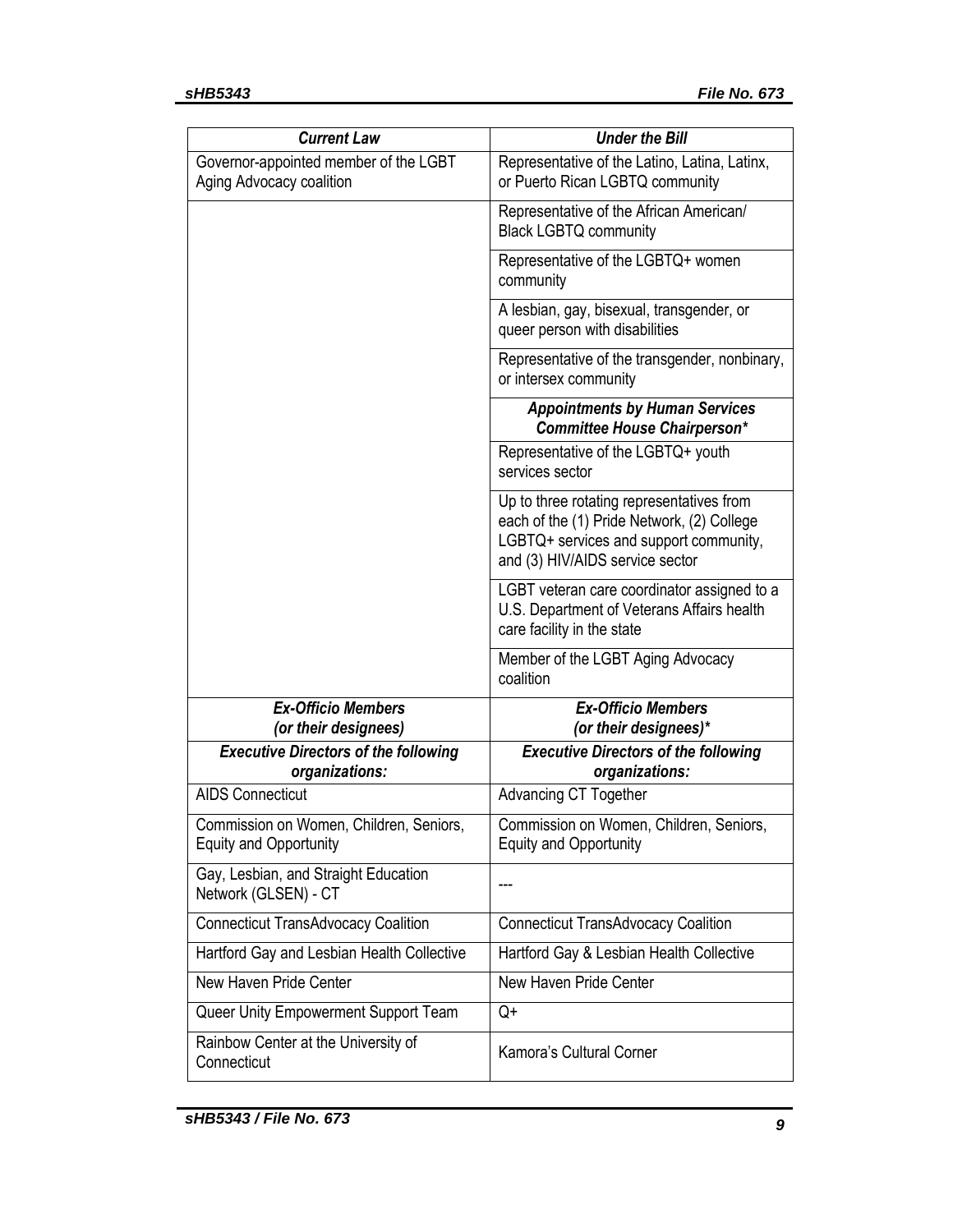| ***Current Law*** | ***Under the Bill*** |
| --- | --- |
| Governor-appointed member of the LGBT Aging Advocacy coalition | Representative of the Latino, Latina, Latinx, or Puerto Rican LGBTQ community |
| | Representative of the African American/ Black LGBTQ community |
| | Representative of the LGBTQ+ women community |
| | A lesbian, gay, bisexual, transgender, or queer person with disabilities |
| | Representative of the transgender, nonbinary, or intersex community |
| | ***Appointments by Human Services Committee House Chairperson**** |
| | Representative of the LGBTQ+ youth services sector |
| | Up to three rotating representatives from each of the (1) Pride Network, (2) College LGBTQ+ services and support community, and (3) HIV/AIDS service sector |
| | LGBT veteran care coordinator assigned to a U.S. Department of Veterans Affairs health care facility in the state |
| | Member of the LGBT Aging Advocacy coalition |
| ***Ex-Officio Members (or their designees)*** | ***Ex-Officio Members (or their designees)**** |
| ***Executive Directors of the following organizations:*** | ***Executive Directors of the following organizations:*** |
| AIDS Connecticut | Advancing CT Together |
| Commission on Women, Children, Seniors, Equity and Opportunity | Commission on Women, Children, Seniors, Equity and Opportunity |
| Gay, Lesbian, and Straight Education Network (GLSEN) - CT | --- |
| Connecticut TransAdvocacy Coalition | Connecticut TransAdvocacy Coalition |
| Hartford Gay and Lesbian Health Collective | Hartford Gay & Lesbian Health Collective |
| New Haven Pride Center | New Haven Pride Center |
| Queer Unity Empowerment Support Team | Q+ |
| Rainbow Center at the University of Connecticut | Kamora's Cultural Corner |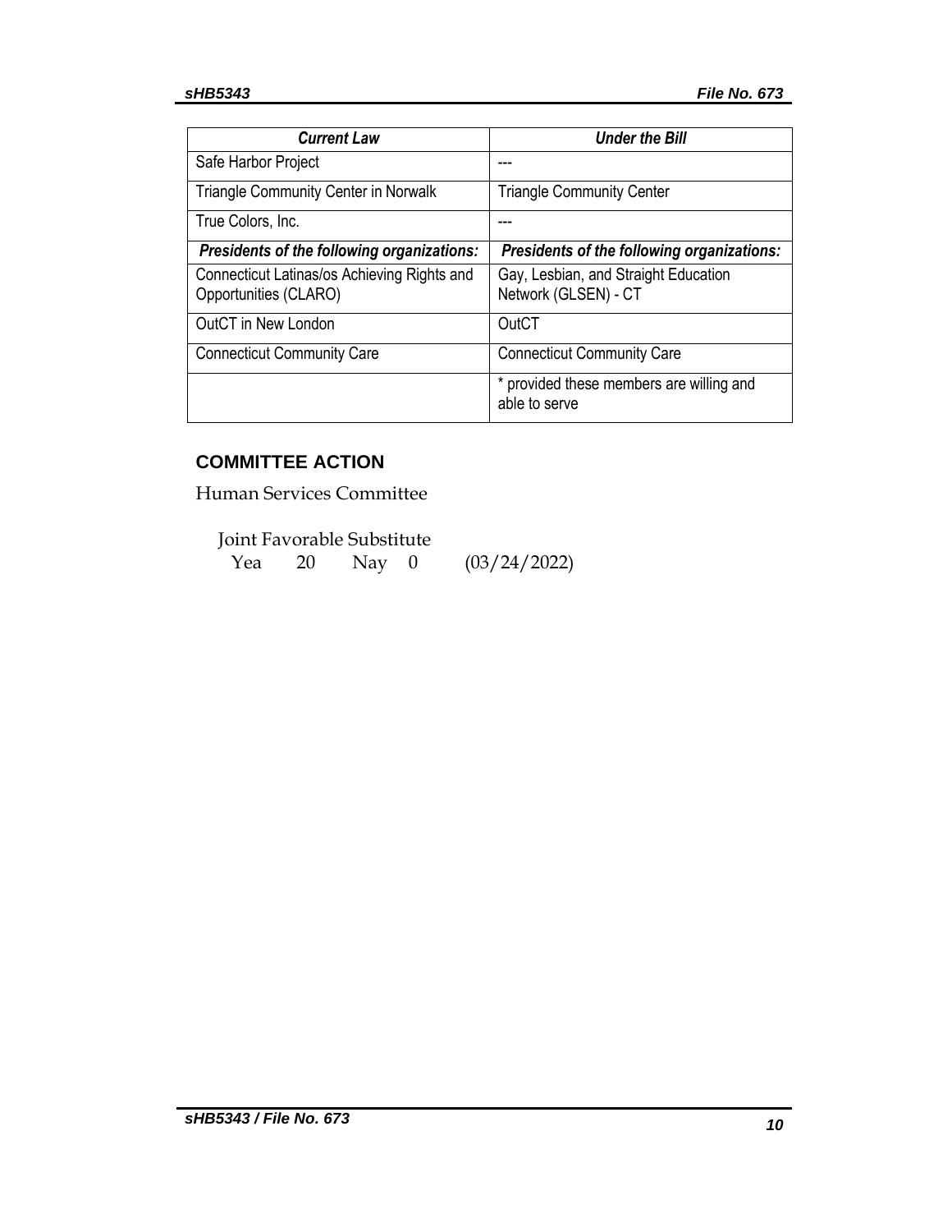| *Current Law* | *Under the Bill* |
|---|---|
| Safe Harbor Project | --- |
| Triangle Community Center in Norwalk | Triangle Community Center |
| True Colors, Inc. | --- |
| ***Presidents of the following organizations:*** | ***Presidents of the following organizations:*** |
| Connecticut Latinas/os Achieving Rights and Opportunities (CLARO) | Gay, Lesbian, and Straight Education Network (GLSEN) - CT |
| OutCT in New London | OutCT |
| Connecticut Community Care | Connecticut Community Care |
| | * provided these members are willing and able to serve |

## COMMITTEE ACTION

Human Services Committee

Joint Favorable Substitute
Yea 20 Nay 0 (03/24/2022)